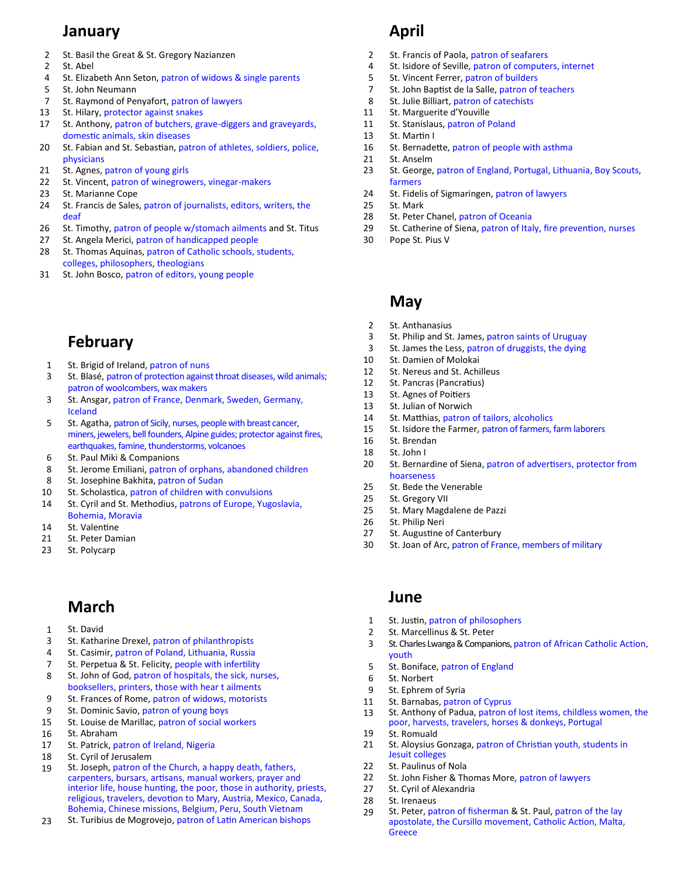## January

- 2 St. Basil the Great & St. Gregory Nazianzen
- 2 St. Abel
- 4 St. Elizabeth Ann Seton, patron of widows & single parents
- 5 St. John Neumann
- 7 St. Raymond of Penyafort, patron of lawyers
- 13 St. Hilary, protector against snakes
- 17 St. Anthony, patron of butchers, grave-diggers and graveyards, domestic animals, skin diseases
- 20 St. Fabian and St. Sebastian, patron of athletes, soldiers, police, physicians
- 21 St. Agnes, patron of young girls
- 22 St. Vincent, patron of winegrowers, vinegar-makers
- 23 St. Marianne Cope
- 24 St. Francis de Sales, patron of journalists, editors, writers, the deaf
- 26 St. Timothy, patron of people w/stomach ailments and St. Titus
- 27 St. Angela Merici, patron of handicapped people
- 28 St. Thomas Aquinas, patron of Catholic schools, students, colleges, philosophers, theologians
- 31 St. John Bosco, patron of editors, young people

## February

- 1 St. Brigid of Ireland, patron of nuns
- 3 St. Blasé, patron of protection against throat diseases, wild animals; patron of woolcombers, wax makers
- 3 St. Ansgar, patron of France, Denmark, Sweden, Germany, Iceland
- 5 St. Agatha, patron of Sicily, nurses, people with breast cancer, miners, jewelers, bell founders, Alpine guides; protector against fires, earthquakes, famine, thunderstorms, volcanoes
- 6 St. Paul Miki & Companions
- 8 St. Jerome Emiliani, patron of orphans, abandoned children
- 8 St. Josephine Bakhita, patron of Sudan
- 10 St. Scholastica, patron of children with convulsions
- 14 St. Cyril and St. Methodius, patrons of Europe, Yugoslavia, Bohemia, Moravia
- 14 St. Valentine
- 21 St. Peter Damian
- 23 St. Polycarp

## March

- 1 St. David
- 3 St. Katharine Drexel, patron of philanthropists
- 4 St. Casimir, patron of Poland, Lithuania, Russia
- 7 St. Perpetua & St. Felicity, people with infertility
- 8 St. John of God, patron of hospitals, the sick, nurses, booksellers, printers, those with hear t ailments
- 9 St. Frances of Rome, patron of widows, motorists
- 9 St. Dominic Savio, patron of young boys
- 15 St. Louise de Marillac, patron of social workers
- 16 St. Abraham
- 17 St. Patrick, patron of Ireland, Nigeria
- 18 St. Cyril of Jerusalem
- 19 St. Joseph, patron of the Church, a happy death, fathers, carpenters, bursars, artisans, manual workers, prayer and interior life, house hunting, the poor, those in authority, priests, religious, travelers, devotion to Mary, Austria, Mexico, Canada, Bohemia, Chinese missions, Belgium, Peru, South Vietnam
- 23 St. Turibius de Mogrovejo, patron of Latin American bishops

## April

- 2 St. Francis of Paola, patron of seafarers
- 4 St. Isidore of Seville, patron of computers, internet
- 5 St. Vincent Ferrer, patron of builders
- 7 St. John Baptist de la Salle, patron of teachers
- 8 St. Julie Billiart, patron of catechists
- 11 St. Marguerite d'Youville
- 11 St. Stanislaus, patron of Poland
- 13 St. Martin I
- 16 St. Bernadette, patron of people with asthma
- 21 St. Anselm
- 23 St. George, patron of England, Portugal, Lithuania, Boy Scouts, farmers
- 24 St. Fidelis of Sigmaringen, patron of lawyers
- 25 St. Mark
- 28 St. Peter Chanel, patron of Oceania
- 29 St. Catherine of Siena, patron of Italy, fire prevention, nurses
- 30 Pope St. Pius V

## May

- 2 St. Anthanasius
- 3 St. Philip and St. James, patron saints of Uruguay
- 3 St. James the Less, patron of druggists, the dying
- 10 St. Damien of Molokai
- 12 St. Nereus and St. Achilleus
- 12 St. Pancras (Pancratius)
- 13 St. Agnes of Poitiers
- 13 St. Julian of Norwich
- 14 St. Matthias, patron of tailors, alcoholics
- 15 St. Isidore the Farmer, patron of farmers, farm laborers
- 16 St. Brendan
- 18 St. John I
- 20 St. Bernardine of Siena, patron of advertisers, protector from hoarseness
- 25 St. Bede the Venerable
- 25 St. Gregory VII
- 25 St. Mary Magdalene de Pazzi
- 26 St. Philip Neri
- 27 St. Augustine of Canterbury
- 30 St. Joan of Arc, patron of France, members of military

## June

- 1 St. Justin, patron of philosophers
- 2 St. Marcellinus & St. Peter
- 3 St. Charles Lwanga & Companions, patron of African Catholic Action, youth
- 5 St. Boniface, patron of England
- 6 St. Norbert
- 9 St. Ephrem of Syria
- 11 St. Barnabas, patron of Cyprus
- 13 St. Anthony of Padua, patron of lost items, childless women, the poor, harvests, travelers, horses & donkeys, Portugal
- 19 St. Romuald
- 21 St. Aloysius Gonzaga, patron of Christian youth, students in Jesuit colleges
- 22 St. Paulinus of Nola
- 22 St. John Fisher & Thomas More, patron of lawyers
- 27 St. Cyril of Alexandria
- 28 St. Irenaeus
- 29 St. Peter, patron of fisherman & St. Paul, patron of the lay apostolate, the Cursillo movement, Catholic Action, Malta, Greece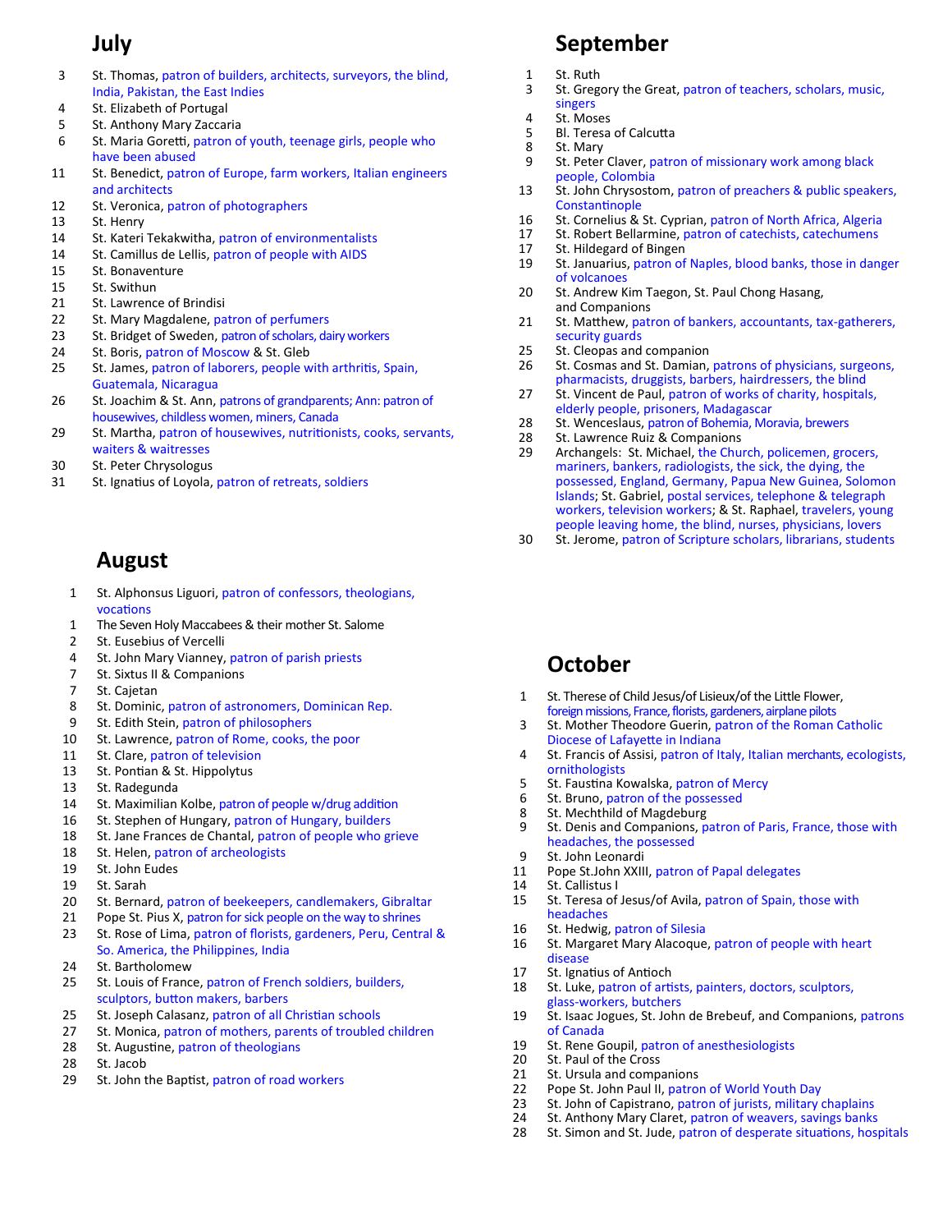## July

3 St. Thomas, patron of builders, architects, surveyors, the blind, India, Pakistan, the East Indies
4 St. Elizabeth of Portugal
5 St. Anthony Mary Zaccaria
6 St. Maria Goretti, patron of youth, teenage girls, people who have been abused
11 St. Benedict, patron of Europe, farm workers, Italian engineers and architects
12 St. Veronica, patron of photographers
13 St. Henry
14 St. Kateri Tekakwitha, patron of environmentalists
14 St. Camillus de Lellis, patron of people with AIDS
15 St. Bonaventure
15 St. Swithun
21 St. Lawrence of Brindisi
22 St. Mary Magdalene, patron of perfumers
23 St. Bridget of Sweden, patron of scholars, dairy workers
24 St. Boris, patron of Moscow & St. Gleb
25 St. James, patron of laborers, people with arthritis, Spain, Guatemala, Nicaragua
26 St. Joachim & St. Ann, patrons of grandparents; Ann: patron of housewives, childless women, miners, Canada
29 St. Martha, patron of housewives, nutritionists, cooks, servants, waiters & waitresses
30 St. Peter Chrysologus
31 St. Ignatius of Loyola, patron of retreats, soldiers

## August

1 St. Alphonsus Liguori, patron of confessors, theologians, vocations
1 The Seven Holy Maccabees & their mother St. Salome
2 St. Eusebius of Vercelli
4 St. John Mary Vianney, patron of parish priests
7 St. Sixtus II & Companions
7 St. Cajetan
8 St. Dominic, patron of astronomers, Dominican Rep.
9 St. Edith Stein, patron of philosophers
10 St. Lawrence, patron of Rome, cooks, the poor
11 St. Clare, patron of television
13 St. Pontian & St. Hippolytus
13 St. Radegunda
14 St. Maximilian Kolbe, patron of people w/drug addition
16 St. Stephen of Hungary, patron of Hungary, builders
18 St. Jane Frances de Chantal, patron of people who grieve
18 St. Helen, patron of archeologists
19 St. John Eudes
19 St. Sarah
20 St. Bernard, patron of beekeepers, candlemakers, Gibraltar
21 Pope St. Pius X, patron for sick people on the way to shrines
23 St. Rose of Lima, patron of florists, gardeners, Peru, Central & So. America, the Philippines, India
24 St. Bartholomew
25 St. Louis of France, patron of French soldiers, builders, sculptors, button makers, barbers
25 St. Joseph Calasanz, patron of all Christian schools
27 St. Monica, patron of mothers, parents of troubled children
28 St. Augustine, patron of theologians
28 St. Jacob
29 St. John the Baptist, patron of road workers

## September

1 St. Ruth
3 St. Gregory the Great, patron of teachers, scholars, music, singers
4 St. Moses
5 Bl. Teresa of Calcutta
8 St. Mary
9 St. Peter Claver, patron of missionary work among black people, Colombia
13 St. John Chrysostom, patron of preachers & public speakers, Constantinople
16 St. Cornelius & St. Cyprian, patron of North Africa, Algeria
17 St. Robert Bellarmine, patron of catechists, catechumens
17 St. Hildegard of Bingen
19 St. Januarius, patron of Naples, blood banks, those in danger of volcanoes
20 St. Andrew Kim Taegon, St. Paul Chong Hasang, and Companions
21 St. Matthew, patron of bankers, accountants, tax-gatherers, security guards
25 St. Cleopas and companion
26 St. Cosmas and St. Damian, patrons of physicians, surgeons, pharmacists, druggists, barbers, hairdressers, the blind
27 St. Vincent de Paul, patron of works of charity, hospitals, elderly people, prisoners, Madagascar
28 St. Wenceslaus, patron of Bohemia, Moravia, brewers
28 St. Lawrence Ruiz & Companions
29 Archangels: St. Michael, the Church, policemen, grocers, mariners, bankers, radiologists, the sick, the dying, the possessed, England, Germany, Papua New Guinea, Solomon Islands; St. Gabriel, postal services, telephone & telegraph workers, television workers; & St. Raphael, travelers, young people leaving home, the blind, nurses, physicians, lovers
30 St. Jerome, patron of Scripture scholars, librarians, students

## October

1 St. Therese of Child Jesus/of Lisieux/of the Little Flower, foreign missions, France, florists, gardeners, airplane pilots
3 St. Mother Theodore Guerin, patron of the Roman Catholic Diocese of Lafayette in Indiana
4 St. Francis of Assisi, patron of Italy, Italian merchants, ecologists, ornithologists
5 St. Faustina Kowalska, patron of Mercy
6 St. Bruno, patron of the possessed
8 St. Mechthild of Magdeburg
9 St. Denis and Companions, patron of Paris, France, those with headaches, the possessed
9 St. John Leonardi
11 Pope St.John XXIII, patron of Papal delegates
14 St. Callistus I
15 St. Teresa of Jesus/of Avila, patron of Spain, those with headaches
16 St. Hedwig, patron of Silesia
16 St. Margaret Mary Alacoque, patron of people with heart disease
17 St. Ignatius of Antioch
18 St. Luke, patron of artists, painters, doctors, sculptors, glass-workers, butchers
19 St. Isaac Jogues, St. John de Brebeuf, and Companions, patrons of Canada
19 St. Rene Goupil, patron of anesthesiologists
20 St. Paul of the Cross
21 St. Ursula and companions
22 Pope St. John Paul II, patron of World Youth Day
23 St. John of Capistrano, patron of jurists, military chaplains
24 St. Anthony Mary Claret, patron of weavers, savings banks
28 St. Simon and St. Jude, patron of desperate situations, hospitals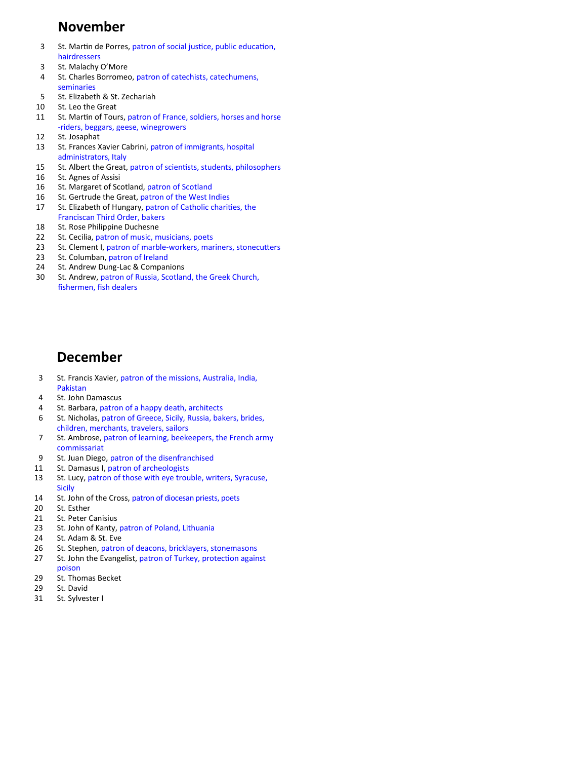## November

3 St. Martin de Porres, patron of social justice, public education, hairdressers
3 St. Malachy O'More
4 St. Charles Borromeo, patron of catechists, catechumens, seminaries
5 St. Elizabeth & St. Zechariah
10 St. Leo the Great
11 St. Martin of Tours, patron of France, soldiers, horses and horse-riders, beggars, geese, winegrowers
12 St. Josaphat
13 St. Frances Xavier Cabrini, patron of immigrants, hospital administrators, Italy
15 St. Albert the Great, patron of scientists, students, philosophers
16 St. Agnes of Assisi
16 St. Margaret of Scotland, patron of Scotland
16 St. Gertrude the Great, patron of the West Indies
17 St. Elizabeth of Hungary, patron of Catholic charities, the Franciscan Third Order, bakers
18 St. Rose Philippine Duchesne
22 St. Cecilia, patron of music, musicians, poets
23 St. Clement I, patron of marble-workers, mariners, stonecutters
23 St. Columban, patron of Ireland
24 St. Andrew Dung-Lac & Companions
30 St. Andrew, patron of Russia, Scotland, the Greek Church, fishermen, fish dealers

## December

3 St. Francis Xavier, patron of the missions, Australia, India, Pakistan
4 St. John Damascus
4 St. Barbara, patron of a happy death, architects
6 St. Nicholas, patron of Greece, Sicily, Russia, bakers, brides, children, merchants, travelers, sailors
7 St. Ambrose, patron of learning, beekeepers, the French army commissariat
9 St. Juan Diego, patron of the disenfranchised
11 St. Damasus I, patron of archeologists
13 St. Lucy, patron of those with eye trouble, writers, Syracuse, Sicily
14 St. John of the Cross, patron of diocesan priests, poets
20 St. Esther
21 St. Peter Canisius
23 St. John of Kanty, patron of Poland, Lithuania
24 St. Adam & St. Eve
26 St. Stephen, patron of deacons, bricklayers, stonemasons
27 St. John the Evangelist, patron of Turkey, protection against poison
29 St. Thomas Becket
29 St. David
31 St. Sylvester I